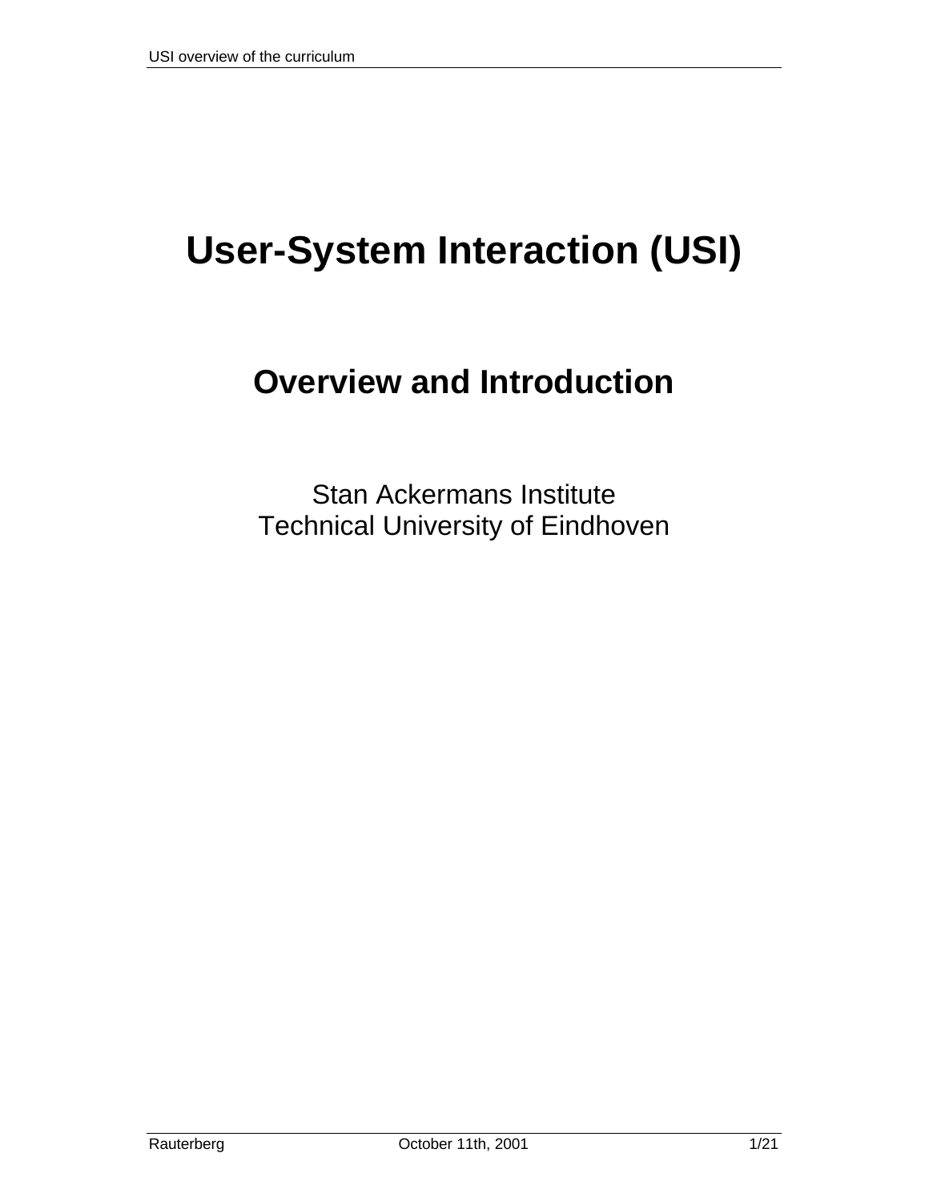# User-System Interaction (USI)

## Overview and Introduction

Stan Ackermans Institute
Technical University of Eindhoven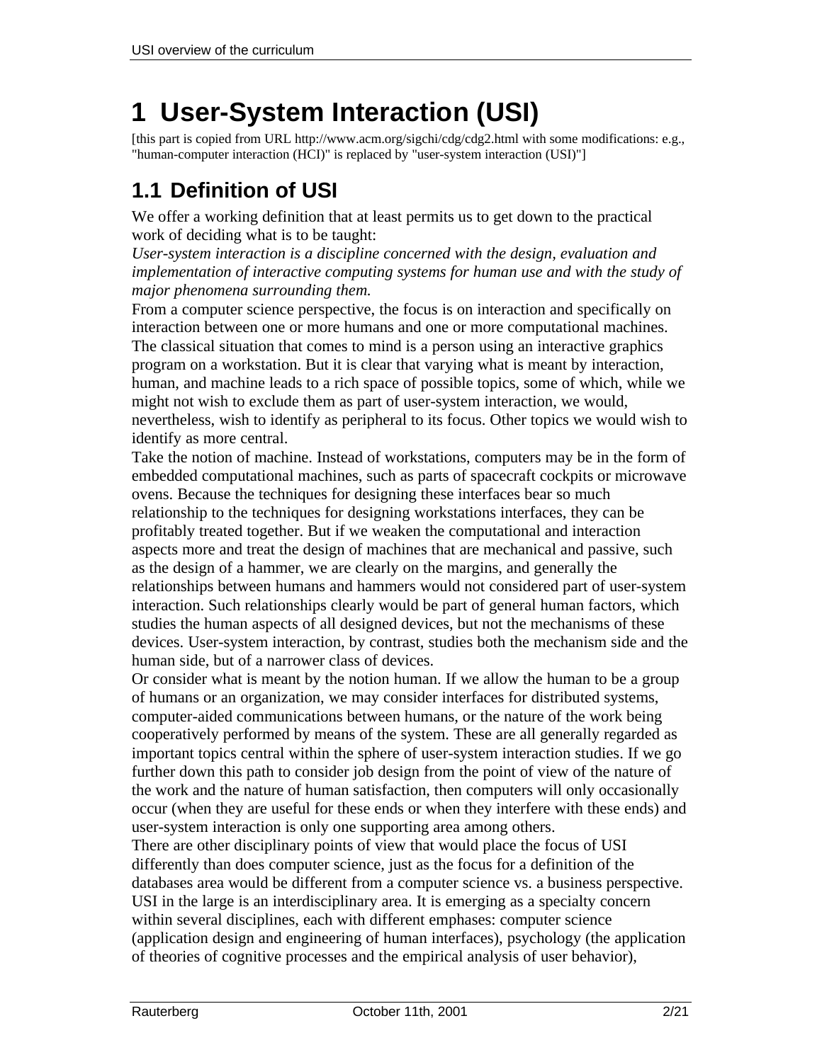# 1 User-System Interaction (USI)

[this part is copied from URL http://www.acm.org/sigchi/cdg/cdg2.html with some modifications: e.g., "human-computer interaction (HCI)" is replaced by "user-system interaction (USI)"]

## 1.1 Definition of USI

We offer a working definition that at least permits us to get down to the practical work of deciding what is to be taught:

*User-system interaction is a discipline concerned with the design, evaluation and implementation of interactive computing systems for human use and with the study of major phenomena surrounding them.*

From a computer science perspective, the focus is on interaction and specifically on interaction between one or more humans and one or more computational machines. The classical situation that comes to mind is a person using an interactive graphics program on a workstation. But it is clear that varying what is meant by interaction, human, and machine leads to a rich space of possible topics, some of which, while we might not wish to exclude them as part of user-system interaction, we would, nevertheless, wish to identify as peripheral to its focus. Other topics we would wish to identify as more central.

Take the notion of machine. Instead of workstations, computers may be in the form of embedded computational machines, such as parts of spacecraft cockpits or microwave ovens. Because the techniques for designing these interfaces bear so much relationship to the techniques for designing workstations interfaces, they can be profitably treated together. But if we weaken the computational and interaction aspects more and treat the design of machines that are mechanical and passive, such as the design of a hammer, we are clearly on the margins, and generally the relationships between humans and hammers would not considered part of user-system interaction. Such relationships clearly would be part of general human factors, which studies the human aspects of all designed devices, but not the mechanisms of these devices. User-system interaction, by contrast, studies both the mechanism side and the human side, but of a narrower class of devices.

Or consider what is meant by the notion human. If we allow the human to be a group of humans or an organization, we may consider interfaces for distributed systems, computer-aided communications between humans, or the nature of the work being cooperatively performed by means of the system. These are all generally regarded as important topics central within the sphere of user-system interaction studies. If we go further down this path to consider job design from the point of view of the nature of the work and the nature of human satisfaction, then computers will only occasionally occur (when they are useful for these ends or when they interfere with these ends) and user-system interaction is only one supporting area among others.

There are other disciplinary points of view that would place the focus of USI differently than does computer science, just as the focus for a definition of the databases area would be different from a computer science vs. a business perspective. USI in the large is an interdisciplinary area. It is emerging as a specialty concern within several disciplines, each with different emphases: computer science (application design and engineering of human interfaces), psychology (the application of theories of cognitive processes and the empirical analysis of user behavior),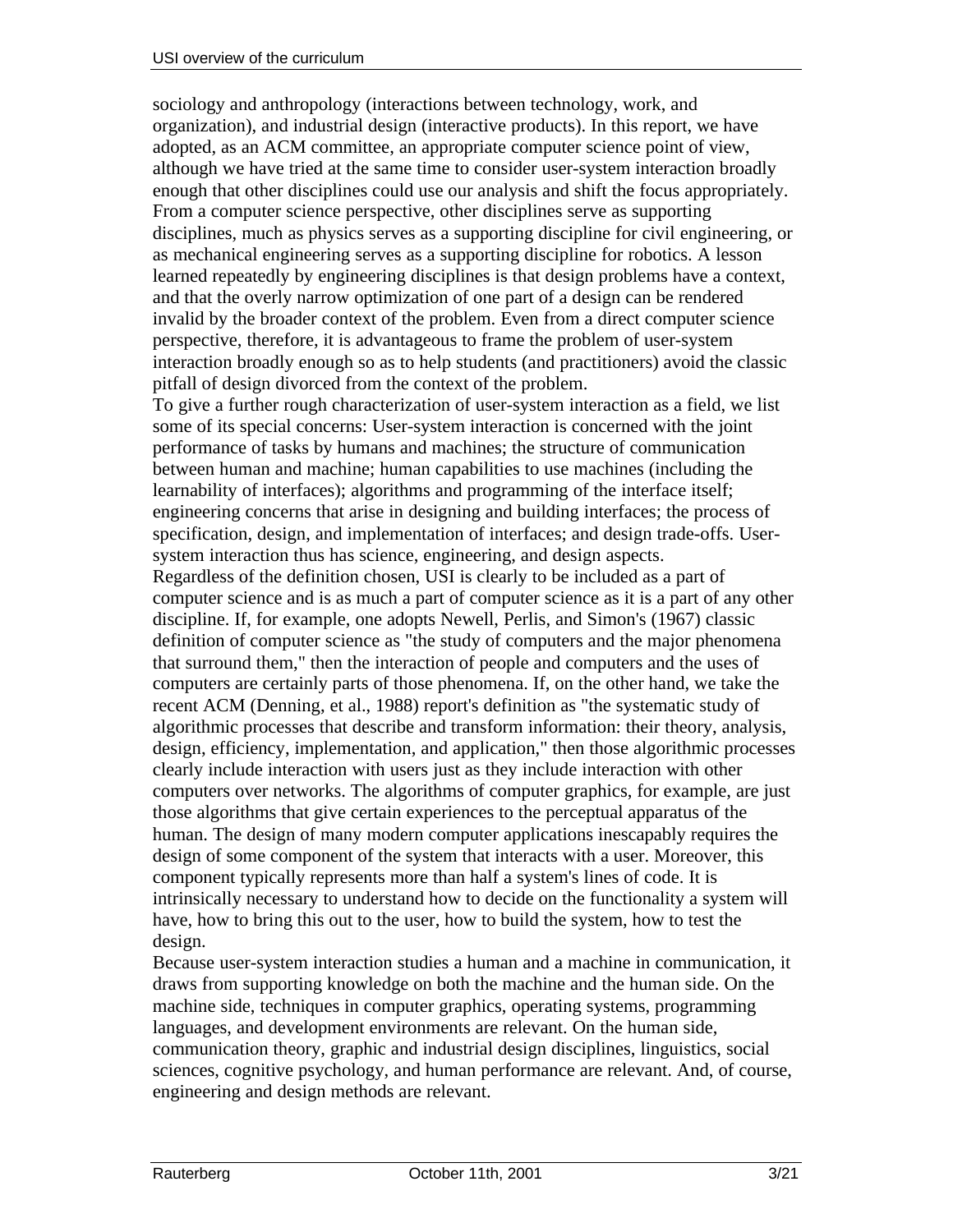sociology and anthropology (interactions between technology, work, and organization), and industrial design (interactive products). In this report, we have adopted, as an ACM committee, an appropriate computer science point of view, although we have tried at the same time to consider user-system interaction broadly enough that other disciplines could use our analysis and shift the focus appropriately. From a computer science perspective, other disciplines serve as supporting disciplines, much as physics serves as a supporting discipline for civil engineering, or as mechanical engineering serves as a supporting discipline for robotics. A lesson learned repeatedly by engineering disciplines is that design problems have a context, and that the overly narrow optimization of one part of a design can be rendered invalid by the broader context of the problem. Even from a direct computer science perspective, therefore, it is advantageous to frame the problem of user-system interaction broadly enough so as to help students (and practitioners) avoid the classic pitfall of design divorced from the context of the problem.

To give a further rough characterization of user-system interaction as a field, we list some of its special concerns: User-system interaction is concerned with the joint performance of tasks by humans and machines; the structure of communication between human and machine; human capabilities to use machines (including the learnability of interfaces); algorithms and programming of the interface itself; engineering concerns that arise in designing and building interfaces; the process of specification, design, and implementation of interfaces; and design trade-offs. User-system interaction thus has science, engineering, and design aspects.

Regardless of the definition chosen, USI is clearly to be included as a part of computer science and is as much a part of computer science as it is a part of any other discipline. If, for example, one adopts Newell, Perlis, and Simon's (1967) classic definition of computer science as "the study of computers and the major phenomena that surround them," then the interaction of people and computers and the uses of computers are certainly parts of those phenomena. If, on the other hand, we take the recent ACM (Denning, et al., 1988) report's definition as "the systematic study of algorithmic processes that describe and transform information: their theory, analysis, design, efficiency, implementation, and application," then those algorithmic processes clearly include interaction with users just as they include interaction with other computers over networks. The algorithms of computer graphics, for example, are just those algorithms that give certain experiences to the perceptual apparatus of the human. The design of many modern computer applications inescapably requires the design of some component of the system that interacts with a user. Moreover, this component typically represents more than half a system's lines of code. It is intrinsically necessary to understand how to decide on the functionality a system will have, how to bring this out to the user, how to build the system, how to test the design.

Because user-system interaction studies a human and a machine in communication, it draws from supporting knowledge on both the machine and the human side. On the machine side, techniques in computer graphics, operating systems, programming languages, and development environments are relevant. On the human side, communication theory, graphic and industrial design disciplines, linguistics, social sciences, cognitive psychology, and human performance are relevant. And, of course, engineering and design methods are relevant.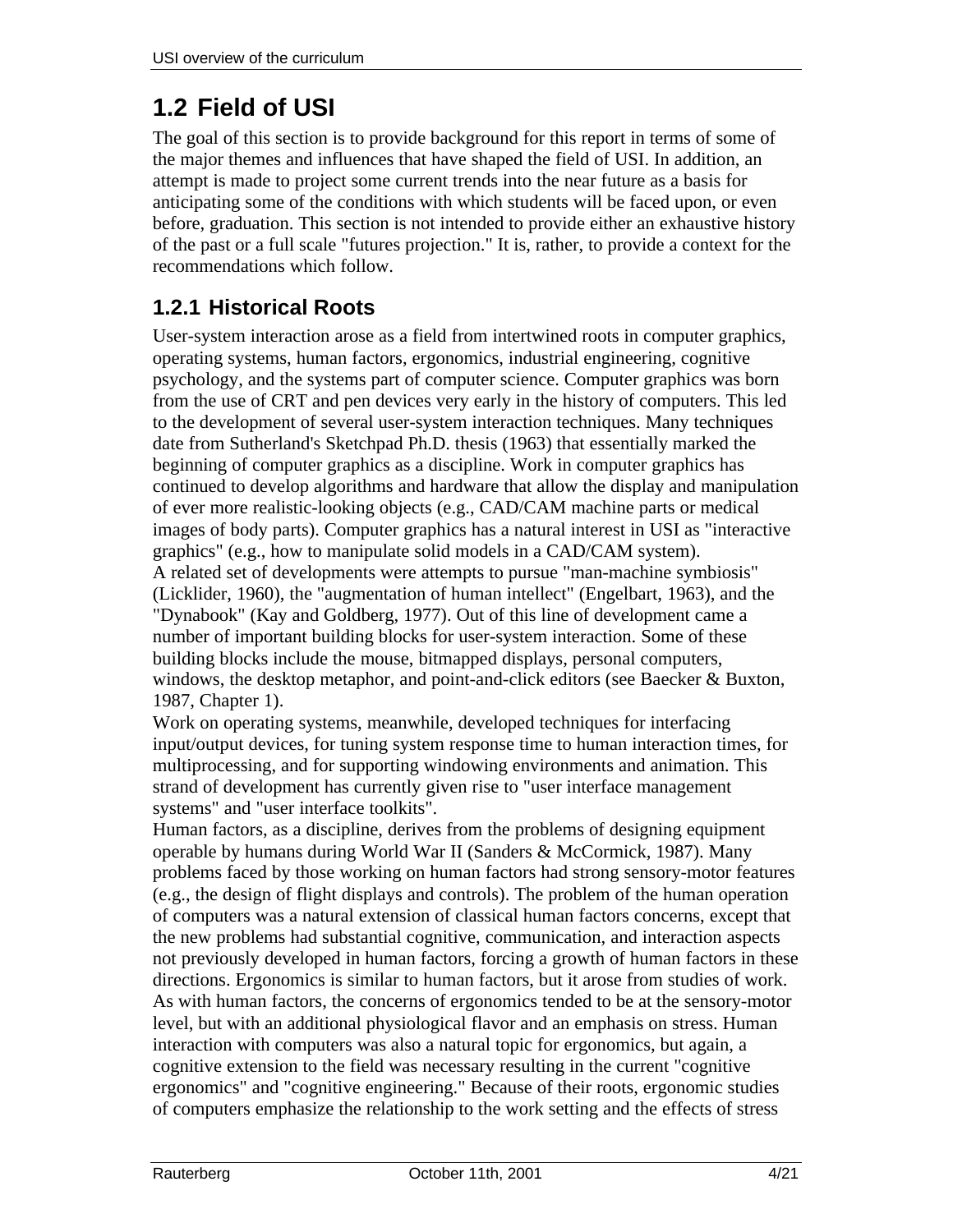## 1.2 Field of USI

The goal of this section is to provide background for this report in terms of some of the major themes and influences that have shaped the field of USI. In addition, an attempt is made to project some current trends into the near future as a basis for anticipating some of the conditions with which students will be faced upon, or even before, graduation. This section is not intended to provide either an exhaustive history of the past or a full scale "futures projection." It is, rather, to provide a context for the recommendations which follow.

### 1.2.1 Historical Roots

User-system interaction arose as a field from intertwined roots in computer graphics, operating systems, human factors, ergonomics, industrial engineering, cognitive psychology, and the systems part of computer science. Computer graphics was born from the use of CRT and pen devices very early in the history of computers. This led to the development of several user-system interaction techniques. Many techniques date from Sutherland's Sketchpad Ph.D. thesis (1963) that essentially marked the beginning of computer graphics as a discipline. Work in computer graphics has continued to develop algorithms and hardware that allow the display and manipulation of ever more realistic-looking objects (e.g., CAD/CAM machine parts or medical images of body parts). Computer graphics has a natural interest in USI as "interactive graphics" (e.g., how to manipulate solid models in a CAD/CAM system).

A related set of developments were attempts to pursue "man-machine symbiosis" (Licklider, 1960), the "augmentation of human intellect" (Engelbart, 1963), and the "Dynabook" (Kay and Goldberg, 1977). Out of this line of development came a number of important building blocks for user-system interaction. Some of these building blocks include the mouse, bitmapped displays, personal computers, windows, the desktop metaphor, and point-and-click editors (see Baecker & Buxton, 1987, Chapter 1).

Work on operating systems, meanwhile, developed techniques for interfacing input/output devices, for tuning system response time to human interaction times, for multiprocessing, and for supporting windowing environments and animation. This strand of development has currently given rise to "user interface management systems" and "user interface toolkits".

Human factors, as a discipline, derives from the problems of designing equipment operable by humans during World War II (Sanders & McCormick, 1987). Many problems faced by those working on human factors had strong sensory-motor features (e.g., the design of flight displays and controls). The problem of the human operation of computers was a natural extension of classical human factors concerns, except that the new problems had substantial cognitive, communication, and interaction aspects not previously developed in human factors, forcing a growth of human factors in these directions. Ergonomics is similar to human factors, but it arose from studies of work. As with human factors, the concerns of ergonomics tended to be at the sensory-motor level, but with an additional physiological flavor and an emphasis on stress. Human interaction with computers was also a natural topic for ergonomics, but again, a cognitive extension to the field was necessary resulting in the current "cognitive ergonomics" and "cognitive engineering." Because of their roots, ergonomic studies of computers emphasize the relationship to the work setting and the effects of stress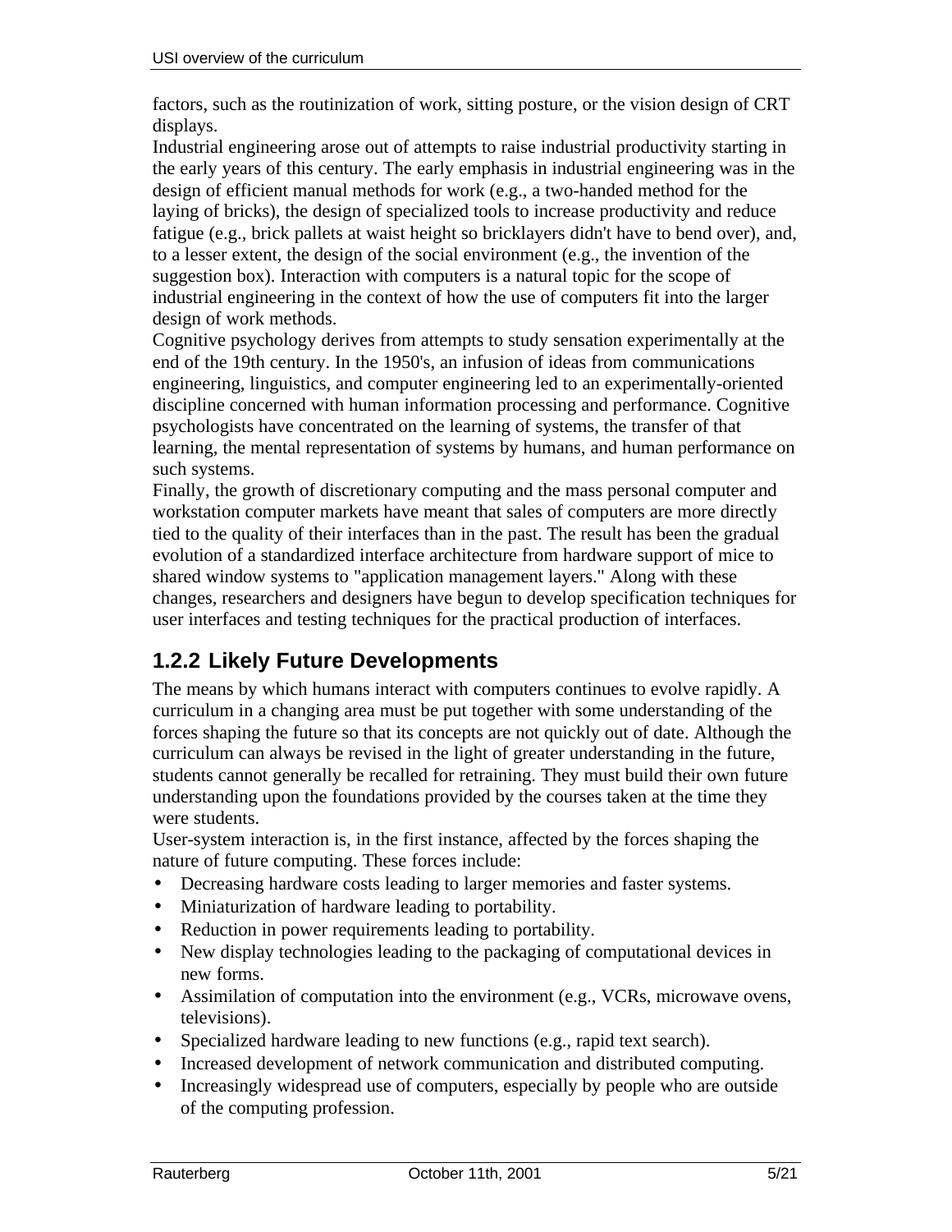factors, such as the routinization of work, sitting posture, or the vision design of CRT displays.

Industrial engineering arose out of attempts to raise industrial productivity starting in the early years of this century. The early emphasis in industrial engineering was in the design of efficient manual methods for work (e.g., a two-handed method for the laying of bricks), the design of specialized tools to increase productivity and reduce fatigue (e.g., brick pallets at waist height so bricklayers didn't have to bend over), and, to a lesser extent, the design of the social environment (e.g., the invention of the suggestion box). Interaction with computers is a natural topic for the scope of industrial engineering in the context of how the use of computers fit into the larger design of work methods.

Cognitive psychology derives from attempts to study sensation experimentally at the end of the 19th century. In the 1950's, an infusion of ideas from communications engineering, linguistics, and computer engineering led to an experimentally-oriented discipline concerned with human information processing and performance. Cognitive psychologists have concentrated on the learning of systems, the transfer of that learning, the mental representation of systems by humans, and human performance on such systems.

Finally, the growth of discretionary computing and the mass personal computer and workstation computer markets have meant that sales of computers are more directly tied to the quality of their interfaces than in the past. The result has been the gradual evolution of a standardized interface architecture from hardware support of mice to shared window systems to "application management layers." Along with these changes, researchers and designers have begun to develop specification techniques for user interfaces and testing techniques for the practical production of interfaces.

### 1.2.2 Likely Future Developments

The means by which humans interact with computers continues to evolve rapidly. A curriculum in a changing area must be put together with some understanding of the forces shaping the future so that its concepts are not quickly out of date. Although the curriculum can always be revised in the light of greater understanding in the future, students cannot generally be recalled for retraining. They must build their own future understanding upon the foundations provided by the courses taken at the time they were students.

User-system interaction is, in the first instance, affected by the forces shaping the nature of future computing. These forces include:

- Decreasing hardware costs leading to larger memories and faster systems.
- Miniaturization of hardware leading to portability.
- Reduction in power requirements leading to portability.
- New display technologies leading to the packaging of computational devices in new forms.
- Assimilation of computation into the environment (e.g., VCRs, microwave ovens, televisions).
- Specialized hardware leading to new functions (e.g., rapid text search).
- Increased development of network communication and distributed computing.
- Increasingly widespread use of computers, especially by people who are outside of the computing profession.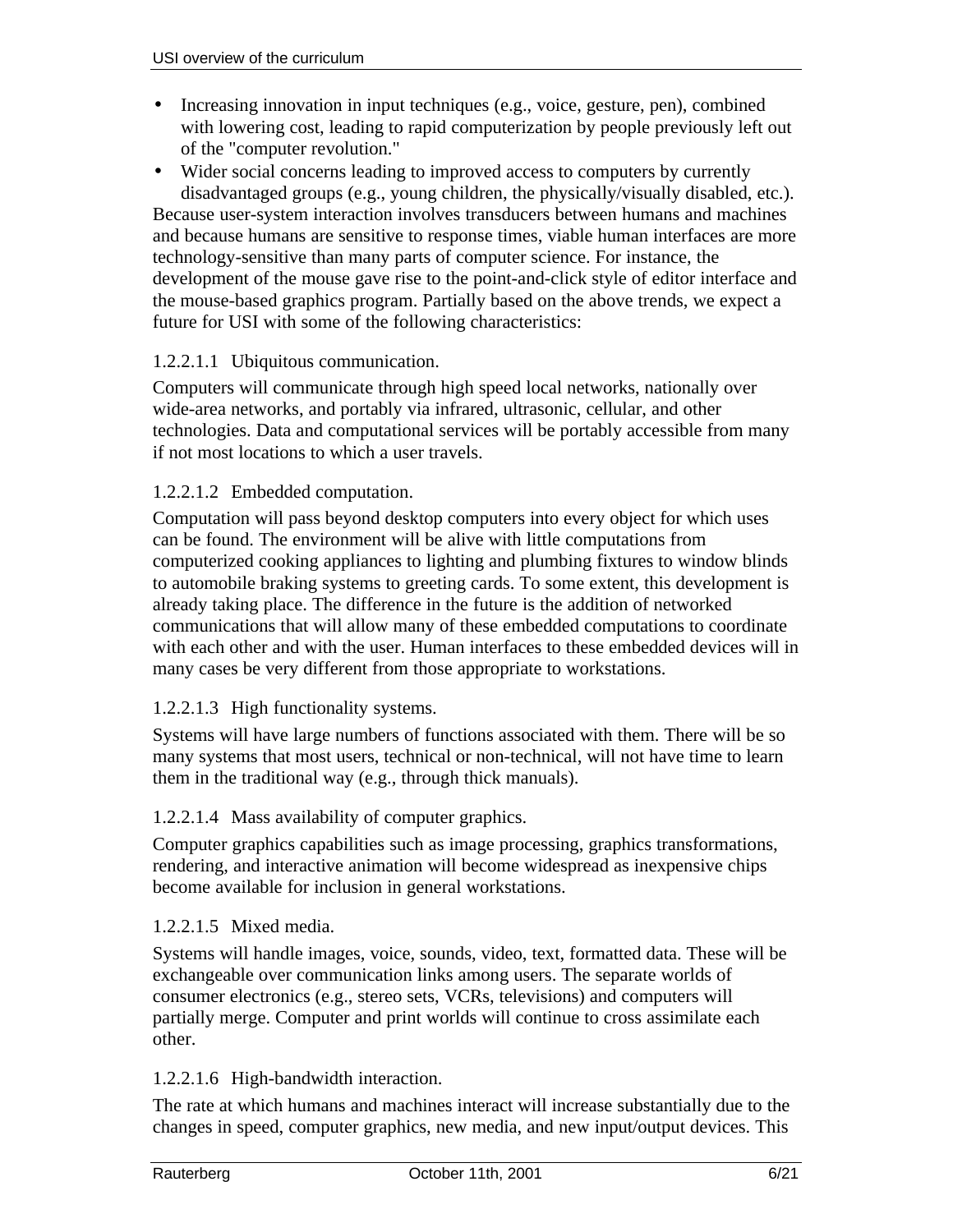- Increasing innovation in input techniques (e.g., voice, gesture, pen), combined with lowering cost, leading to rapid computerization by people previously left out of the "computer revolution."
- Wider social concerns leading to improved access to computers by currently disadvantaged groups (e.g., young children, the physically/visually disabled, etc.).

Because user-system interaction involves transducers between humans and machines and because humans are sensitive to response times, viable human interfaces are more technology-sensitive than many parts of computer science. For instance, the development of the mouse gave rise to the point-and-click style of editor interface and the mouse-based graphics program. Partially based on the above trends, we expect a future for USI with some of the following characteristics:

#### 1.2.2.1.1 Ubiquitous communication.

Computers will communicate through high speed local networks, nationally over wide-area networks, and portably via infrared, ultrasonic, cellular, and other technologies. Data and computational services will be portably accessible from many if not most locations to which a user travels.

#### 1.2.2.1.2 Embedded computation.

Computation will pass beyond desktop computers into every object for which uses can be found. The environment will be alive with little computations from computerized cooking appliances to lighting and plumbing fixtures to window blinds to automobile braking systems to greeting cards. To some extent, this development is already taking place. The difference in the future is the addition of networked communications that will allow many of these embedded computations to coordinate with each other and with the user. Human interfaces to these embedded devices will in many cases be very different from those appropriate to workstations.

#### 1.2.2.1.3 High functionality systems.

Systems will have large numbers of functions associated with them. There will be so many systems that most users, technical or non-technical, will not have time to learn them in the traditional way (e.g., through thick manuals).

#### 1.2.2.1.4 Mass availability of computer graphics.

Computer graphics capabilities such as image processing, graphics transformations, rendering, and interactive animation will become widespread as inexpensive chips become available for inclusion in general workstations.

#### 1.2.2.1.5 Mixed media.

Systems will handle images, voice, sounds, video, text, formatted data. These will be exchangeable over communication links among users. The separate worlds of consumer electronics (e.g., stereo sets, VCRs, televisions) and computers will partially merge. Computer and print worlds will continue to cross assimilate each other.

#### 1.2.2.1.6 High-bandwidth interaction.

The rate at which humans and machines interact will increase substantially due to the changes in speed, computer graphics, new media, and new input/output devices. This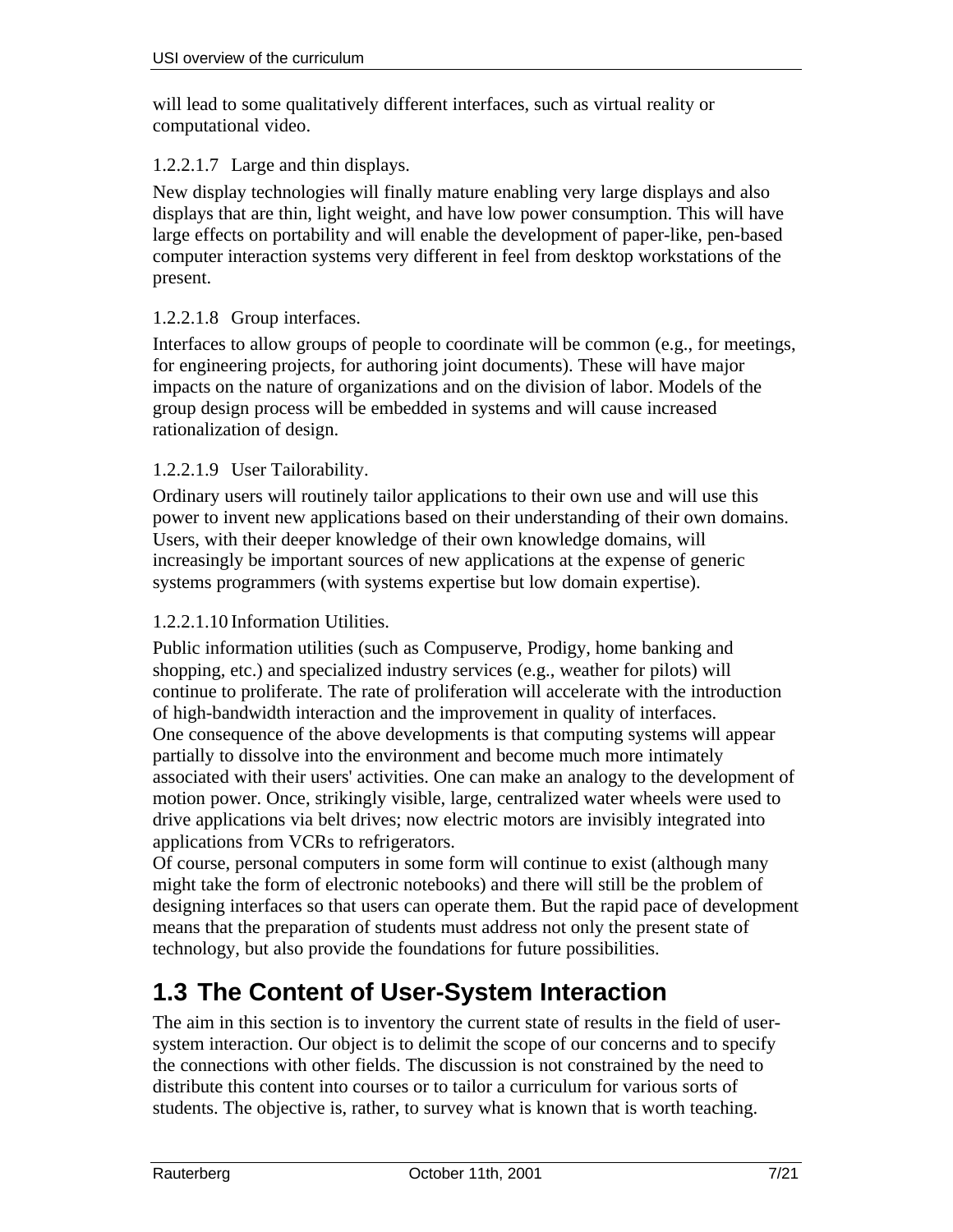will lead to some qualitatively different interfaces, such as virtual reality or computational video.

#### 1.2.2.1.7 Large and thin displays.

New display technologies will finally mature enabling very large displays and also displays that are thin, light weight, and have low power consumption. This will have large effects on portability and will enable the development of paper-like, pen-based computer interaction systems very different in feel from desktop workstations of the present.

#### 1.2.2.1.8 Group interfaces.

Interfaces to allow groups of people to coordinate will be common (e.g., for meetings, for engineering projects, for authoring joint documents). These will have major impacts on the nature of organizations and on the division of labor. Models of the group design process will be embedded in systems and will cause increased rationalization of design.

#### 1.2.2.1.9 User Tailorability.

Ordinary users will routinely tailor applications to their own use and will use this power to invent new applications based on their understanding of their own domains. Users, with their deeper knowledge of their own knowledge domains, will increasingly be important sources of new applications at the expense of generic systems programmers (with systems expertise but low domain expertise).

#### 1.2.2.1.10 Information Utilities.

Public information utilities (such as Compuserve, Prodigy, home banking and shopping, etc.) and specialized industry services (e.g., weather for pilots) will continue to proliferate. The rate of proliferation will accelerate with the introduction of high-bandwidth interaction and the improvement in quality of interfaces.
One consequence of the above developments is that computing systems will appear partially to dissolve into the environment and become much more intimately associated with their users' activities. One can make an analogy to the development of motion power. Once, strikingly visible, large, centralized water wheels were used to drive applications via belt drives; now electric motors are invisibly integrated into applications from VCRs to refrigerators.
Of course, personal computers in some form will continue to exist (although many might take the form of electronic notebooks) and there will still be the problem of designing interfaces so that users can operate them. But the rapid pace of development means that the preparation of students must address not only the present state of technology, but also provide the foundations for future possibilities.

## 1.3 The Content of User-System Interaction

The aim in this section is to inventory the current state of results in the field of user-system interaction. Our object is to delimit the scope of our concerns and to specify the connections with other fields. The discussion is not constrained by the need to distribute this content into courses or to tailor a curriculum for various sorts of students. The objective is, rather, to survey what is known that is worth teaching.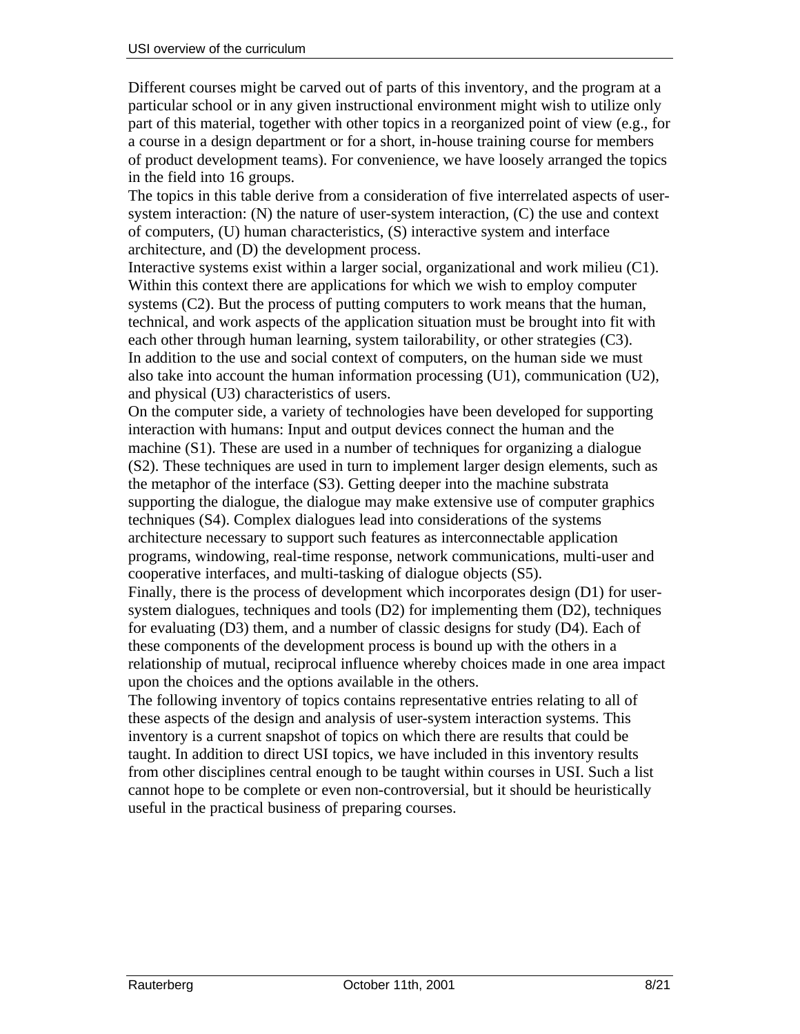Different courses might be carved out of parts of this inventory, and the program at a particular school or in any given instructional environment might wish to utilize only part of this material, together with other topics in a reorganized point of view (e.g., for a course in a design department or for a short, in-house training course for members of product development teams). For convenience, we have loosely arranged the topics in the field into 16 groups.

The topics in this table derive from a consideration of five interrelated aspects of user-system interaction: (N) the nature of user-system interaction, (C) the use and context of computers, (U) human characteristics, (S) interactive system and interface architecture, and (D) the development process.

Interactive systems exist within a larger social, organizational and work milieu (C1). Within this context there are applications for which we wish to employ computer systems (C2). But the process of putting computers to work means that the human, technical, and work aspects of the application situation must be brought into fit with each other through human learning, system tailorability, or other strategies (C3).

In addition to the use and social context of computers, on the human side we must also take into account the human information processing (U1), communication (U2), and physical (U3) characteristics of users.

On the computer side, a variety of technologies have been developed for supporting interaction with humans: Input and output devices connect the human and the machine (S1). These are used in a number of techniques for organizing a dialogue (S2). These techniques are used in turn to implement larger design elements, such as the metaphor of the interface (S3). Getting deeper into the machine substrata supporting the dialogue, the dialogue may make extensive use of computer graphics techniques (S4). Complex dialogues lead into considerations of the systems architecture necessary to support such features as interconnectable application programs, windowing, real-time response, network communications, multi-user and cooperative interfaces, and multi-tasking of dialogue objects (S5).

Finally, there is the process of development which incorporates design (D1) for user-system dialogues, techniques and tools (D2) for implementing them (D2), techniques for evaluating (D3) them, and a number of classic designs for study (D4). Each of these components of the development process is bound up with the others in a relationship of mutual, reciprocal influence whereby choices made in one area impact upon the choices and the options available in the others.

The following inventory of topics contains representative entries relating to all of these aspects of the design and analysis of user-system interaction systems. This inventory is a current snapshot of topics on which there are results that could be taught. In addition to direct USI topics, we have included in this inventory results from other disciplines central enough to be taught within courses in USI. Such a list cannot hope to be complete or even non-controversial, but it should be heuristically useful in the practical business of preparing courses.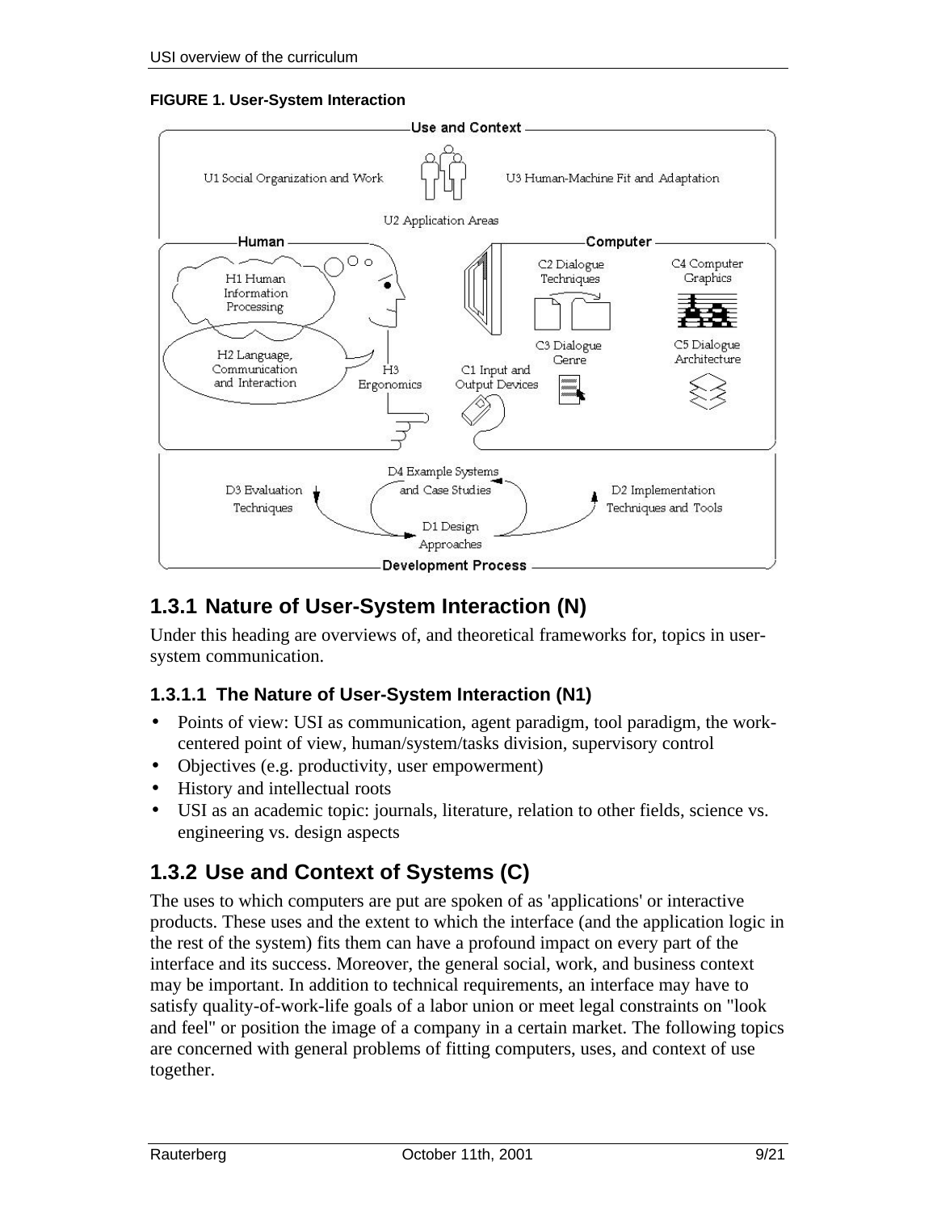**FIGURE 1. User-System Interaction**

### 1.3.1 Nature of User-System Interaction (N)

Under this heading are overviews of, and theoretical frameworks for, topics in user-system communication.

#### 1.3.1.1 The Nature of User-System Interaction (N1)

- Points of view: USI as communication, agent paradigm, tool paradigm, the work-centered point of view, human/system/tasks division, supervisory control
- Objectives (e.g. productivity, user empowerment)
- History and intellectual roots
- USI as an academic topic: journals, literature, relation to other fields, science vs. engineering vs. design aspects

### 1.3.2 Use and Context of Systems (C)

The uses to which computers are put are spoken of as 'applications' or interactive products. These uses and the extent to which the interface (and the application logic in the rest of the system) fits them can have a profound impact on every part of the interface and its success. Moreover, the general social, work, and business context may be important. In addition to technical requirements, an interface may have to satisfy quality-of-work-life goals of a labor union or meet legal constraints on "look and feel" or position the image of a company in a certain market. The following topics are concerned with general problems of fitting computers, uses, and context of use together.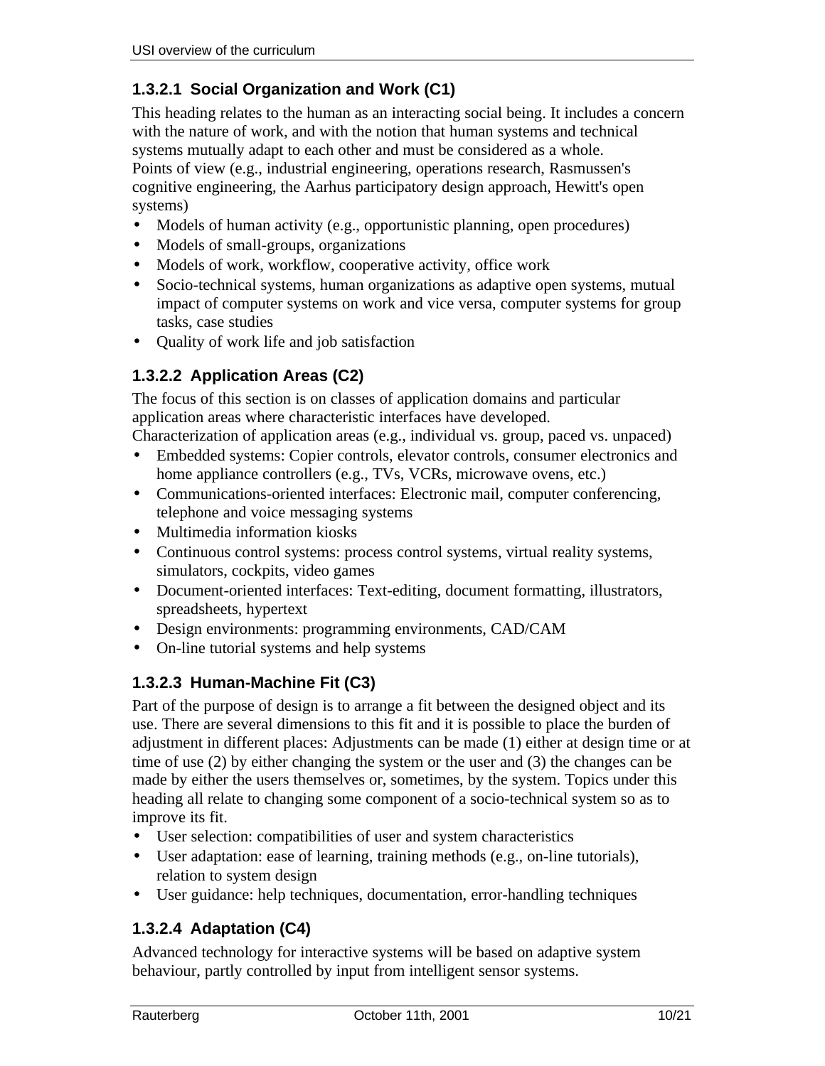#### 1.3.2.1 Social Organization and Work (C1)

This heading relates to the human as an interacting social being. It includes a concern with the nature of work, and with the notion that human systems and technical systems mutually adapt to each other and must be considered as a whole.
Points of view (e.g., industrial engineering, operations research, Rasmussen's cognitive engineering, the Aarhus participatory design approach, Hewitt's open systems)

- Models of human activity (e.g., opportunistic planning, open procedures)
- Models of small-groups, organizations
- Models of work, workflow, cooperative activity, office work
- Socio-technical systems, human organizations as adaptive open systems, mutual impact of computer systems on work and vice versa, computer systems for group tasks, case studies
- Quality of work life and job satisfaction

#### 1.3.2.2 Application Areas (C2)

The focus of this section is on classes of application domains and particular application areas where characteristic interfaces have developed.
Characterization of application areas (e.g., individual vs. group, paced vs. unpaced)

- Embedded systems: Copier controls, elevator controls, consumer electronics and home appliance controllers (e.g., TVs, VCRs, microwave ovens, etc.)
- Communications-oriented interfaces: Electronic mail, computer conferencing, telephone and voice messaging systems
- Multimedia information kiosks
- Continuous control systems: process control systems, virtual reality systems, simulators, cockpits, video games
- Document-oriented interfaces: Text-editing, document formatting, illustrators, spreadsheets, hypertext
- Design environments: programming environments, CAD/CAM
- On-line tutorial systems and help systems

#### 1.3.2.3 Human-Machine Fit (C3)

Part of the purpose of design is to arrange a fit between the designed object and its use. There are several dimensions to this fit and it is possible to place the burden of adjustment in different places: Adjustments can be made (1) either at design time or at time of use (2) by either changing the system or the user and (3) the changes can be made by either the users themselves or, sometimes, by the system. Topics under this heading all relate to changing some component of a socio-technical system so as to improve its fit.

- User selection: compatibilities of user and system characteristics
- User adaptation: ease of learning, training methods (e.g., on-line tutorials), relation to system design
- User guidance: help techniques, documentation, error-handling techniques

#### 1.3.2.4 Adaptation (C4)

Advanced technology for interactive systems will be based on adaptive system behaviour, partly controlled by input from intelligent sensor systems.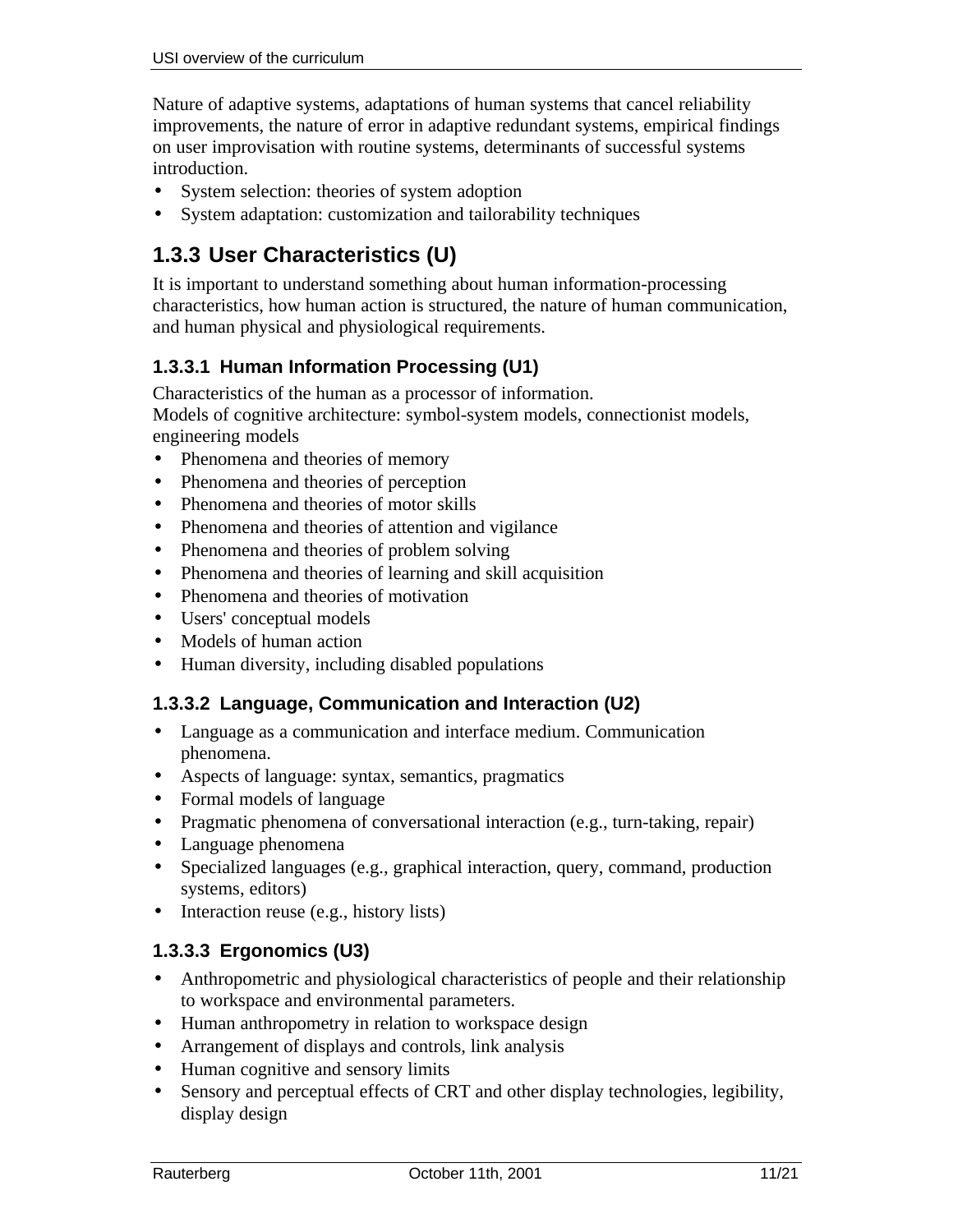Nature of adaptive systems, adaptations of human systems that cancel reliability improvements, the nature of error in adaptive redundant systems, empirical findings on user improvisation with routine systems, determinants of successful systems introduction.

- System selection: theories of system adoption
- System adaptation: customization and tailorability techniques

### 1.3.3 User Characteristics (U)

It is important to understand something about human information-processing characteristics, how human action is structured, the nature of human communication, and human physical and physiological requirements.

#### 1.3.3.1 Human Information Processing (U1)

Characteristics of the human as a processor of information.
Models of cognitive architecture: symbol-system models, connectionist models, engineering models

- Phenomena and theories of memory
- Phenomena and theories of perception
- Phenomena and theories of motor skills
- Phenomena and theories of attention and vigilance
- Phenomena and theories of problem solving
- Phenomena and theories of learning and skill acquisition
- Phenomena and theories of motivation
- Users' conceptual models
- Models of human action
- Human diversity, including disabled populations

#### 1.3.3.2 Language, Communication and Interaction (U2)

- Language as a communication and interface medium. Communication phenomena.
- Aspects of language: syntax, semantics, pragmatics
- Formal models of language
- Pragmatic phenomena of conversational interaction (e.g., turn-taking, repair)
- Language phenomena
- Specialized languages (e.g., graphical interaction, query, command, production systems, editors)
- Interaction reuse (e.g., history lists)

#### 1.3.3.3 Ergonomics (U3)

- Anthropometric and physiological characteristics of people and their relationship to workspace and environmental parameters.
- Human anthropometry in relation to workspace design
- Arrangement of displays and controls, link analysis
- Human cognitive and sensory limits
- Sensory and perceptual effects of CRT and other display technologies, legibility, display design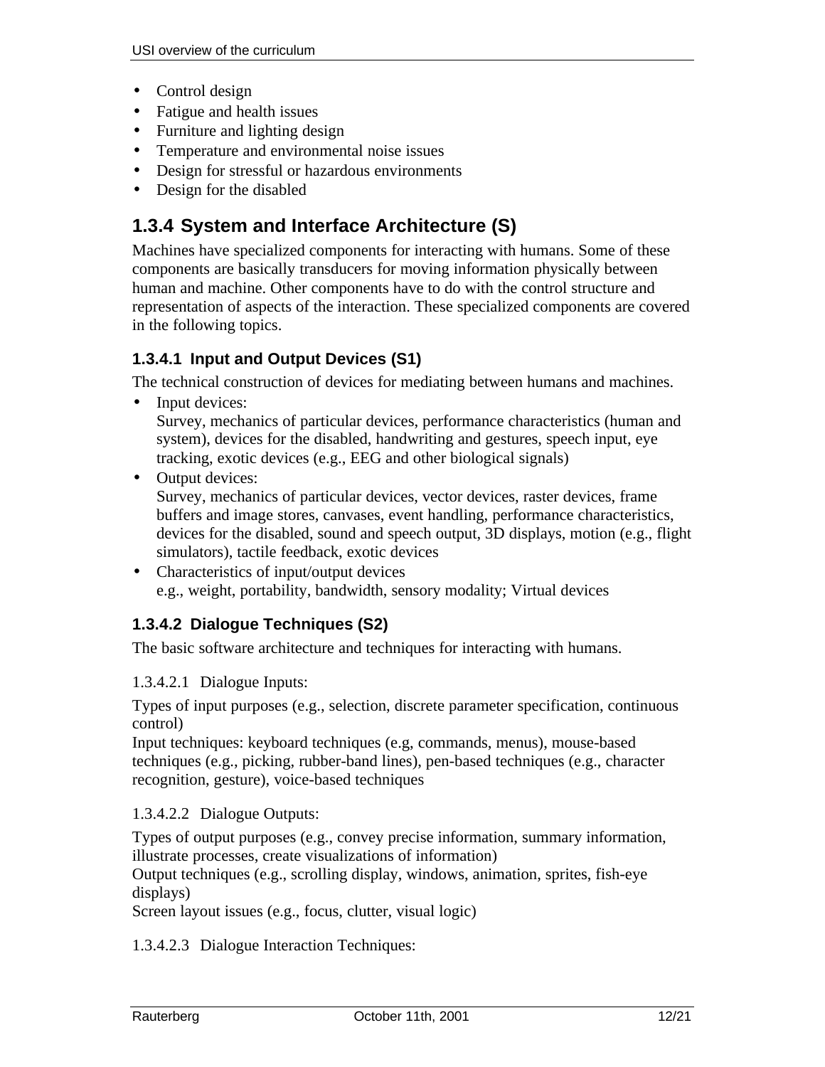- Control design
- Fatigue and health issues
- Furniture and lighting design
- Temperature and environmental noise issues
- Design for stressful or hazardous environments
- Design for the disabled

## 1.3.4 System and Interface Architecture (S)

Machines have specialized components for interacting with humans. Some of these components are basically transducers for moving information physically between human and machine. Other components have to do with the control structure and representation of aspects of the interaction. These specialized components are covered in the following topics.

### 1.3.4.1 Input and Output Devices (S1)

The technical construction of devices for mediating between humans and machines.

- Input devices:
  Survey, mechanics of particular devices, performance characteristics (human and system), devices for the disabled, handwriting and gestures, speech input, eye tracking, exotic devices (e.g., EEG and other biological signals)
- Output devices:
  Survey, mechanics of particular devices, vector devices, raster devices, frame buffers and image stores, canvases, event handling, performance characteristics, devices for the disabled, sound and speech output, 3D displays, motion (e.g., flight simulators), tactile feedback, exotic devices
- Characteristics of input/output devices
  e.g., weight, portability, bandwidth, sensory modality; Virtual devices

### 1.3.4.2 Dialogue Techniques (S2)

The basic software architecture and techniques for interacting with humans.

#### 1.3.4.2.1 Dialogue Inputs:

Types of input purposes (e.g., selection, discrete parameter specification, continuous control)
Input techniques: keyboard techniques (e.g, commands, menus), mouse-based techniques (e.g., picking, rubber-band lines), pen-based techniques (e.g., character recognition, gesture), voice-based techniques

#### 1.3.4.2.2 Dialogue Outputs:

Types of output purposes (e.g., convey precise information, summary information, illustrate processes, create visualizations of information)
Output techniques (e.g., scrolling display, windows, animation, sprites, fish-eye displays)
Screen layout issues (e.g., focus, clutter, visual logic)

#### 1.3.4.2.3 Dialogue Interaction Techniques: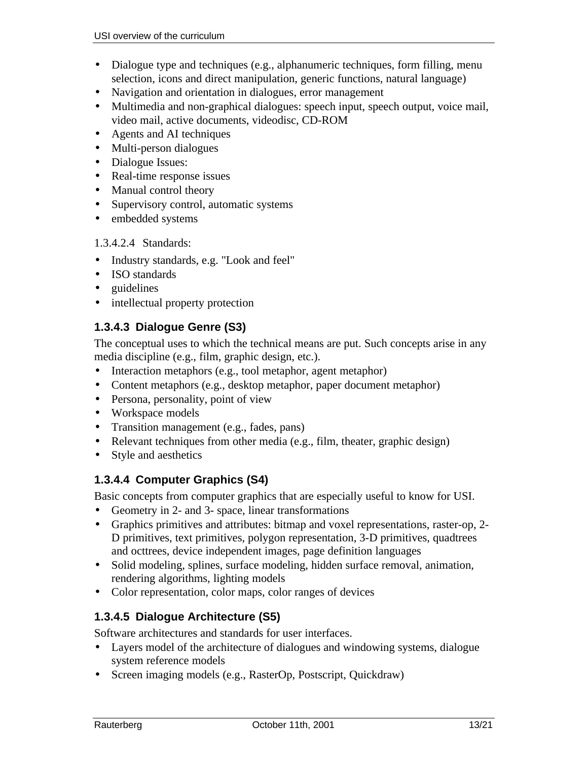- Dialogue type and techniques (e.g., alphanumeric techniques, form filling, menu selection, icons and direct manipulation, generic functions, natural language)
- Navigation and orientation in dialogues, error management
- Multimedia and non-graphical dialogues: speech input, speech output, voice mail, video mail, active documents, videodisc, CD-ROM
- Agents and AI techniques
- Multi-person dialogues
- Dialogue Issues:
- Real-time response issues
- Manual control theory
- Supervisory control, automatic systems
- embedded systems

1.3.4.2.4 Standards:

- Industry standards, e.g. "Look and feel"
- ISO standards
- guidelines
- intellectual property protection

### 1.3.4.3 Dialogue Genre (S3)

The conceptual uses to which the technical means are put. Such concepts arise in any media discipline (e.g., film, graphic design, etc.).

- Interaction metaphors (e.g., tool metaphor, agent metaphor)
- Content metaphors (e.g., desktop metaphor, paper document metaphor)
- Persona, personality, point of view
- Workspace models
- Transition management (e.g., fades, pans)
- Relevant techniques from other media (e.g., film, theater, graphic design)
- Style and aesthetics

### 1.3.4.4 Computer Graphics (S4)

Basic concepts from computer graphics that are especially useful to know for USI.

- Geometry in 2- and 3- space, linear transformations
- Graphics primitives and attributes: bitmap and voxel representations, raster-op, 2-D primitives, text primitives, polygon representation, 3-D primitives, quadtrees and octtrees, device independent images, page definition languages
- Solid modeling, splines, surface modeling, hidden surface removal, animation, rendering algorithms, lighting models
- Color representation, color maps, color ranges of devices

### 1.3.4.5 Dialogue Architecture (S5)

Software architectures and standards for user interfaces.

- Layers model of the architecture of dialogues and windowing systems, dialogue system reference models
- Screen imaging models (e.g., RasterOp, Postscript, Quickdraw)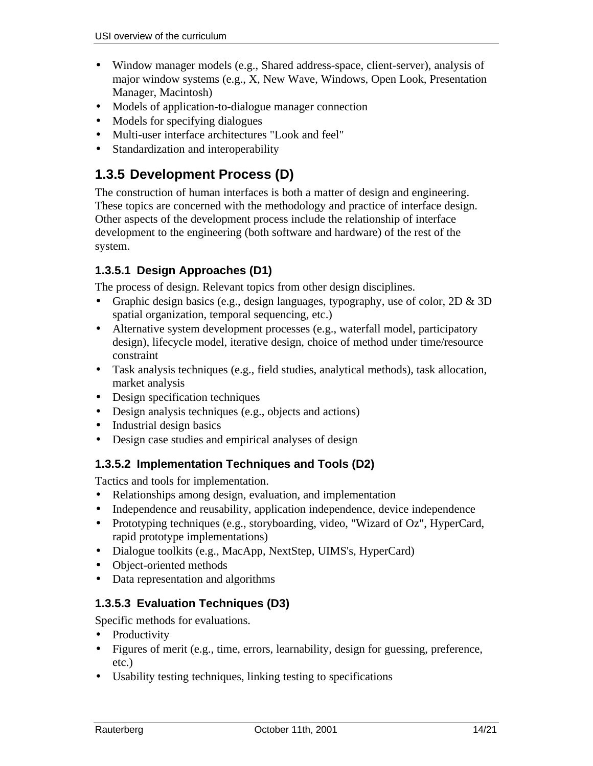- Window manager models (e.g., Shared address-space, client-server), analysis of major window systems (e.g., X, New Wave, Windows, Open Look, Presentation Manager, Macintosh)
- Models of application-to-dialogue manager connection
- Models for specifying dialogues
- Multi-user interface architectures "Look and feel"
- Standardization and interoperability

## 1.3.5 Development Process (D)

The construction of human interfaces is both a matter of design and engineering. These topics are concerned with the methodology and practice of interface design. Other aspects of the development process include the relationship of interface development to the engineering (both software and hardware) of the rest of the system.

### 1.3.5.1 Design Approaches (D1)

The process of design. Relevant topics from other design disciplines.

- Graphic design basics (e.g., design languages, typography, use of color, 2D & 3D spatial organization, temporal sequencing, etc.)
- Alternative system development processes (e.g., waterfall model, participatory design), lifecycle model, iterative design, choice of method under time/resource constraint
- Task analysis techniques (e.g., field studies, analytical methods), task allocation, market analysis
- Design specification techniques
- Design analysis techniques (e.g., objects and actions)
- Industrial design basics
- Design case studies and empirical analyses of design

### 1.3.5.2 Implementation Techniques and Tools (D2)

Tactics and tools for implementation.

- Relationships among design, evaluation, and implementation
- Independence and reusability, application independence, device independence
- Prototyping techniques (e.g., storyboarding, video, "Wizard of Oz", HyperCard, rapid prototype implementations)
- Dialogue toolkits (e.g., MacApp, NextStep, UIMS's, HyperCard)
- Object-oriented methods
- Data representation and algorithms

### 1.3.5.3 Evaluation Techniques (D3)

Specific methods for evaluations.

- Productivity
- Figures of merit (e.g., time, errors, learnability, design for guessing, preference, etc.)
- Usability testing techniques, linking testing to specifications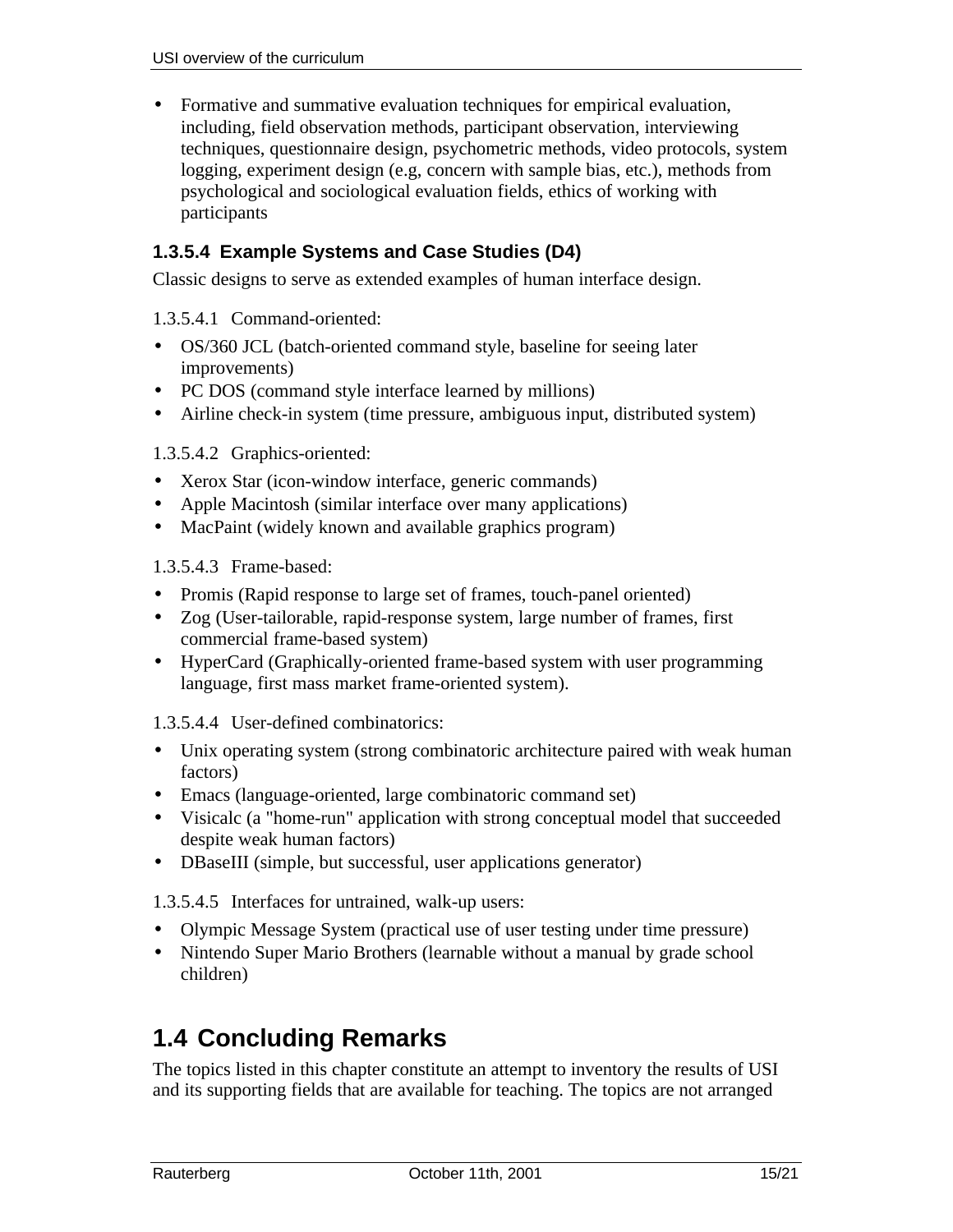- Formative and summative evaluation techniques for empirical evaluation, including, field observation methods, participant observation, interviewing techniques, questionnaire design, psychometric methods, video protocols, system logging, experiment design (e.g, concern with sample bias, etc.), methods from psychological and sociological evaluation fields, ethics of working with participants

#### 1.3.5.4 Example Systems and Case Studies (D4)

Classic designs to serve as extended examples of human interface design.

1.3.5.4.1 Command-oriented:

- OS/360 JCL (batch-oriented command style, baseline for seeing later improvements)
- PC DOS (command style interface learned by millions)
- Airline check-in system (time pressure, ambiguous input, distributed system)

1.3.5.4.2 Graphics-oriented:

- Xerox Star (icon-window interface, generic commands)
- Apple Macintosh (similar interface over many applications)
- MacPaint (widely known and available graphics program)

1.3.5.4.3 Frame-based:

- Promis (Rapid response to large set of frames, touch-panel oriented)
- Zog (User-tailorable, rapid-response system, large number of frames, first commercial frame-based system)
- HyperCard (Graphically-oriented frame-based system with user programming language, first mass market frame-oriented system).

1.3.5.4.4 User-defined combinatorics:

- Unix operating system (strong combinatoric architecture paired with weak human factors)
- Emacs (language-oriented, large combinatoric command set)
- Visicalc (a "home-run" application with strong conceptual model that succeeded despite weak human factors)
- DBaseIII (simple, but successful, user applications generator)

1.3.5.4.5 Interfaces for untrained, walk-up users:

- Olympic Message System (practical use of user testing under time pressure)
- Nintendo Super Mario Brothers (learnable without a manual by grade school children)

## 1.4 Concluding Remarks

The topics listed in this chapter constitute an attempt to inventory the results of USI and its supporting fields that are available for teaching. The topics are not arranged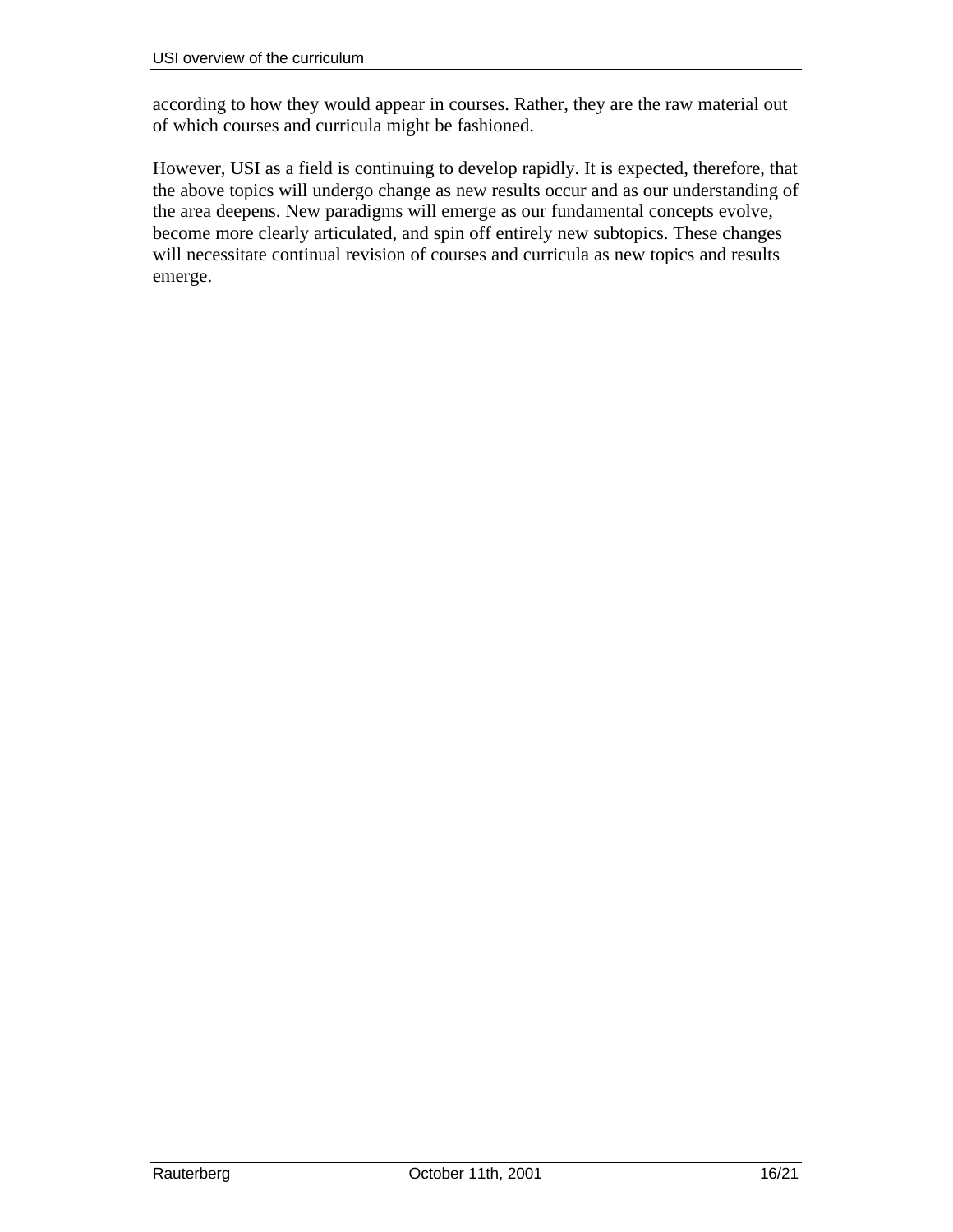according to how they would appear in courses. Rather, they are the raw material out of which courses and curricula might be fashioned.

However, USI as a field is continuing to develop rapidly. It is expected, therefore, that the above topics will undergo change as new results occur and as our understanding of the area deepens. New paradigms will emerge as our fundamental concepts evolve, become more clearly articulated, and spin off entirely new subtopics. These changes will necessitate continual revision of courses and curricula as new topics and results emerge.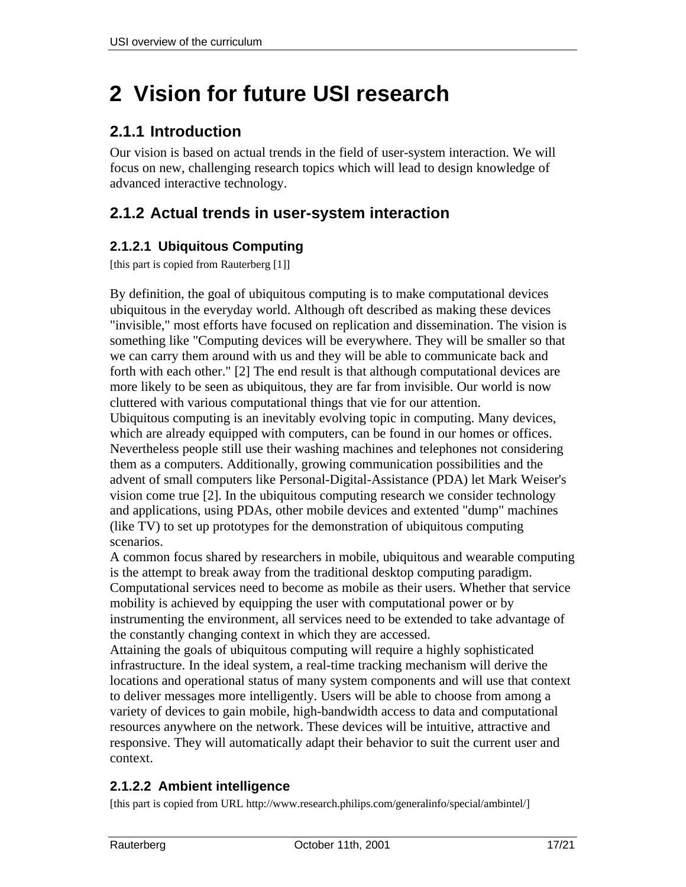# 2 Vision for future USI research

## 2.1.1 Introduction

Our vision is based on actual trends in the field of user-system interaction. We will focus on new, challenging research topics which will lead to design knowledge of advanced interactive technology.

## 2.1.2 Actual trends in user-system interaction

### 2.1.2.1 Ubiquitous Computing

[this part is copied from Rauterberg [1]]

By definition, the goal of ubiquitous computing is to make computational devices ubiquitous in the everyday world. Although oft described as making these devices "invisible," most efforts have focused on replication and dissemination. The vision is something like "Computing devices will be everywhere. They will be smaller so that we can carry them around with us and they will be able to communicate back and forth with each other." [2] The end result is that although computational devices are more likely to be seen as ubiquitous, they are far from invisible. Our world is now cluttered with various computational things that vie for our attention.

Ubiquitous computing is an inevitably evolving topic in computing. Many devices, which are already equipped with computers, can be found in our homes or offices. Nevertheless people still use their washing machines and telephones not considering them as a computers. Additionally, growing communication possibilities and the advent of small computers like Personal-Digital-Assistance (PDA) let Mark Weiser's vision come true [2]. In the ubiquitous computing research we consider technology and applications, using PDAs, other mobile devices and extented "dump" machines (like TV) to set up prototypes for the demonstration of ubiquitous computing scenarios.

A common focus shared by researchers in mobile, ubiquitous and wearable computing is the attempt to break away from the traditional desktop computing paradigm. Computational services need to become as mobile as their users. Whether that service mobility is achieved by equipping the user with computational power or by instrumenting the environment, all services need to be extended to take advantage of the constantly changing context in which they are accessed.

Attaining the goals of ubiquitous computing will require a highly sophisticated infrastructure. In the ideal system, a real-time tracking mechanism will derive the locations and operational status of many system components and will use that context to deliver messages more intelligently. Users will be able to choose from among a variety of devices to gain mobile, high-bandwidth access to data and computational resources anywhere on the network. These devices will be intuitive, attractive and responsive. They will automatically adapt their behavior to suit the current user and context.

### 2.1.2.2 Ambient intelligence

[this part is copied from URL http://www.research.philips.com/generalinfo/special/ambintel/]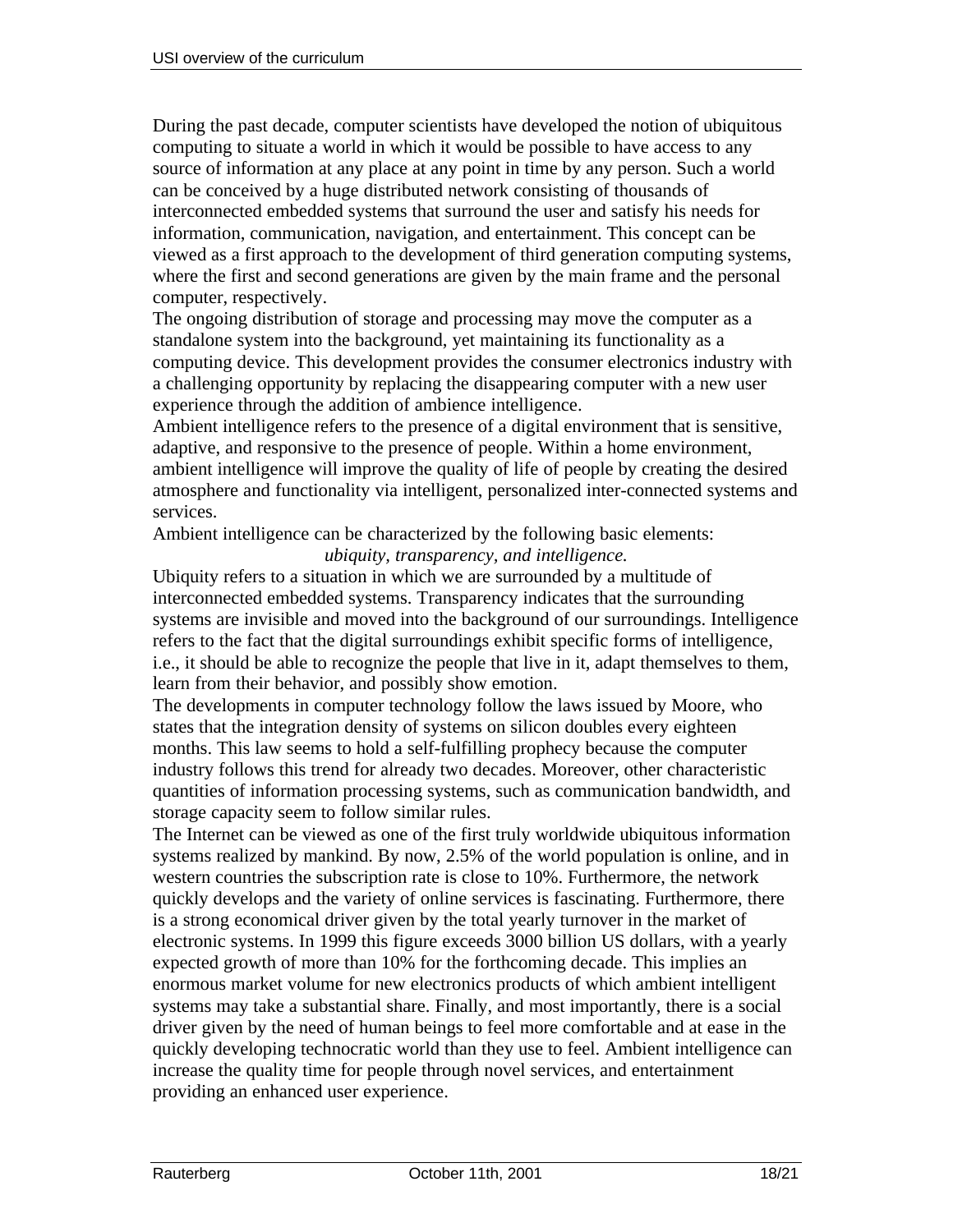During the past decade, computer scientists have developed the notion of ubiquitous computing to situate a world in which it would be possible to have access to any source of information at any place at any point in time by any person. Such a world can be conceived by a huge distributed network consisting of thousands of interconnected embedded systems that surround the user and satisfy his needs for information, communication, navigation, and entertainment. This concept can be viewed as a first approach to the development of third generation computing systems, where the first and second generations are given by the main frame and the personal computer, respectively.

The ongoing distribution of storage and processing may move the computer as a standalone system into the background, yet maintaining its functionality as a computing device. This development provides the consumer electronics industry with a challenging opportunity by replacing the disappearing computer with a new user experience through the addition of ambience intelligence.

Ambient intelligence refers to the presence of a digital environment that is sensitive, adaptive, and responsive to the presence of people. Within a home environment, ambient intelligence will improve the quality of life of people by creating the desired atmosphere and functionality via intelligent, personalized inter-connected systems and services.

Ambient intelligence can be characterized by the following basic elements:

*ubiquity, transparency, and intelligence.*

Ubiquity refers to a situation in which we are surrounded by a multitude of interconnected embedded systems. Transparency indicates that the surrounding systems are invisible and moved into the background of our surroundings. Intelligence refers to the fact that the digital surroundings exhibit specific forms of intelligence, i.e., it should be able to recognize the people that live in it, adapt themselves to them, learn from their behavior, and possibly show emotion.

The developments in computer technology follow the laws issued by Moore, who states that the integration density of systems on silicon doubles every eighteen months. This law seems to hold a self-fulfilling prophecy because the computer industry follows this trend for already two decades. Moreover, other characteristic quantities of information processing systems, such as communication bandwidth, and storage capacity seem to follow similar rules.

The Internet can be viewed as one of the first truly worldwide ubiquitous information systems realized by mankind. By now, 2.5% of the world population is online, and in western countries the subscription rate is close to 10%. Furthermore, the network quickly develops and the variety of online services is fascinating. Furthermore, there is a strong economical driver given by the total yearly turnover in the market of electronic systems. In 1999 this figure exceeds 3000 billion US dollars, with a yearly expected growth of more than 10% for the forthcoming decade. This implies an enormous market volume for new electronics products of which ambient intelligent systems may take a substantial share. Finally, and most importantly, there is a social driver given by the need of human beings to feel more comfortable and at ease in the quickly developing technocratic world than they use to feel. Ambient intelligence can increase the quality time for people through novel services, and entertainment providing an enhanced user experience.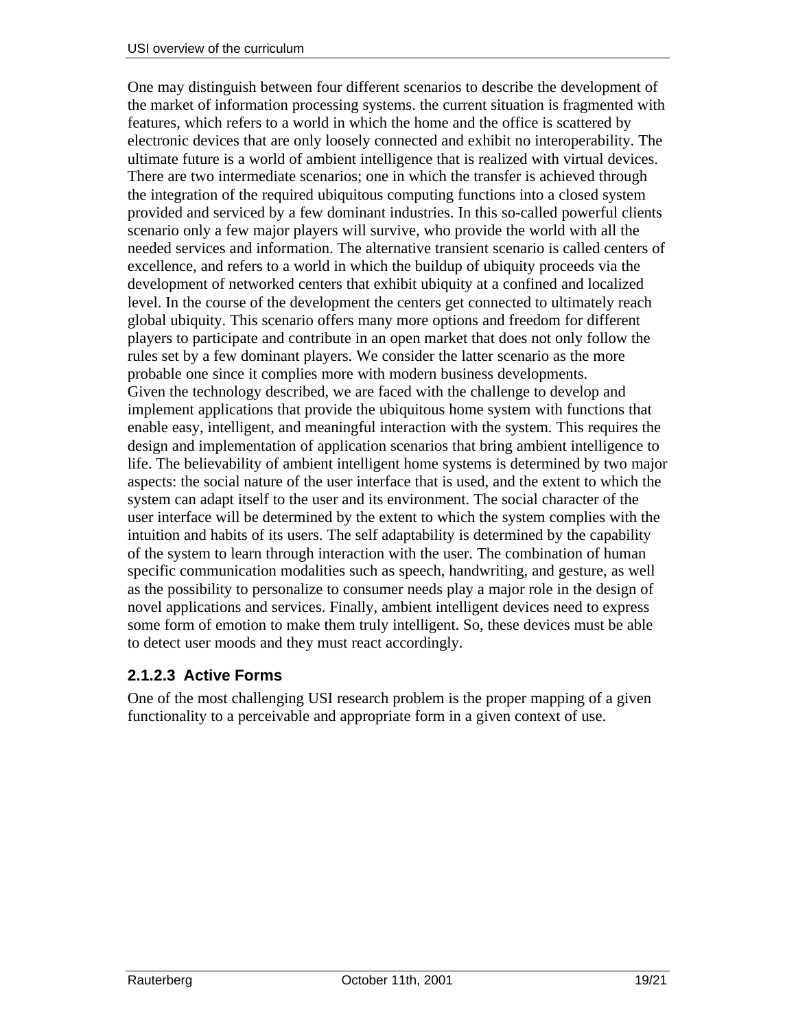One may distinguish between four different scenarios to describe the development of the market of information processing systems. the current situation is fragmented with features, which refers to a world in which the home and the office is scattered by electronic devices that are only loosely connected and exhibit no interoperability. The ultimate future is a world of ambient intelligence that is realized with virtual devices. There are two intermediate scenarios; one in which the transfer is achieved through the integration of the required ubiquitous computing functions into a closed system provided and serviced by a few dominant industries. In this so-called powerful clients scenario only a few major players will survive, who provide the world with all the needed services and information. The alternative transient scenario is called centers of excellence, and refers to a world in which the buildup of ubiquity proceeds via the development of networked centers that exhibit ubiquity at a confined and localized level. In the course of the development the centers get connected to ultimately reach global ubiquity. This scenario offers many more options and freedom for different players to participate and contribute in an open market that does not only follow the rules set by a few dominant players. We consider the latter scenario as the more probable one since it complies more with modern business developments.
Given the technology described, we are faced with the challenge to develop and implement applications that provide the ubiquitous home system with functions that enable easy, intelligent, and meaningful interaction with the system. This requires the design and implementation of application scenarios that bring ambient intelligence to life. The believability of ambient intelligent home systems is determined by two major aspects: the social nature of the user interface that is used, and the extent to which the system can adapt itself to the user and its environment. The social character of the user interface will be determined by the extent to which the system complies with the intuition and habits of its users. The self adaptability is determined by the capability of the system to learn through interaction with the user. The combination of human specific communication modalities such as speech, handwriting, and gesture, as well as the possibility to personalize to consumer needs play a major role in the design of novel applications and services. Finally, ambient intelligent devices need to express some form of emotion to make them truly intelligent. So, these devices must be able to detect user moods and they must react accordingly.

#### 2.1.2.3 Active Forms

One of the most challenging USI research problem is the proper mapping of a given functionality to a perceivable and appropriate form in a given context of use.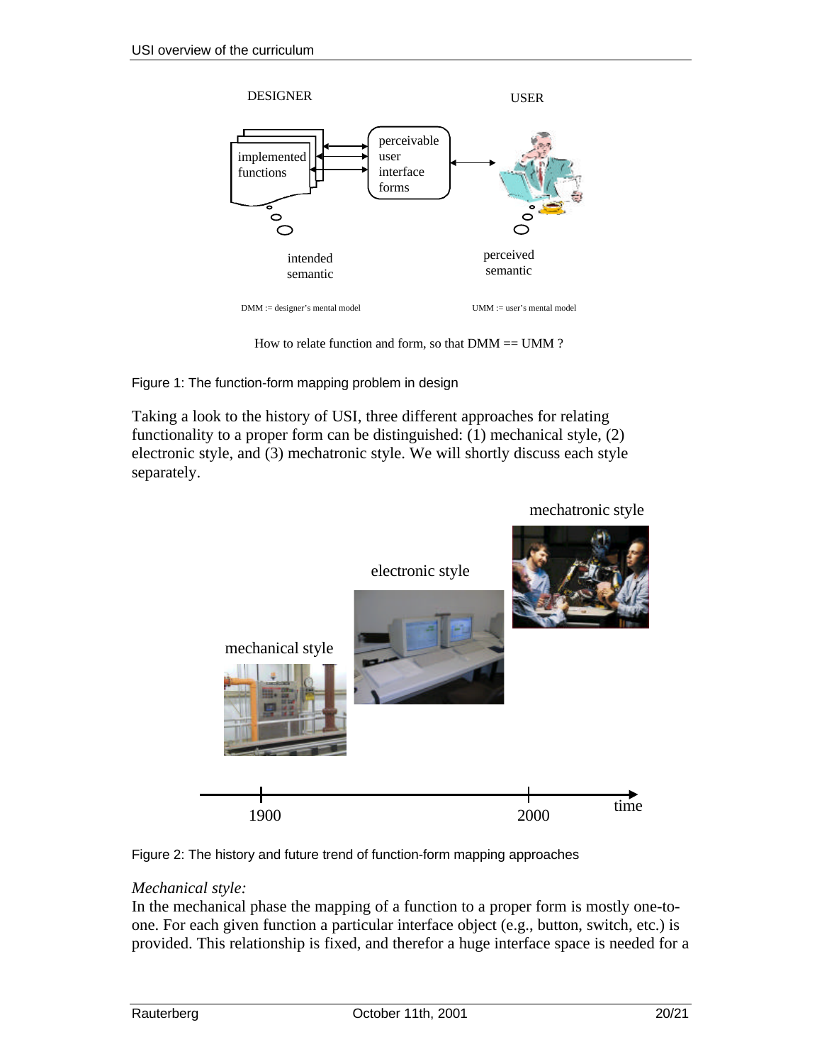DESIGNER

USER

implemented functions

perceivable user interface forms

intended semantic

perceived semantic

DMM := designer's mental model

UMM := user's mental model

How to relate function and form, so that DMM == UMM ?

Figure 1: The function-form mapping problem in design

Taking a look to the history of USI, three different approaches for relating functionality to a proper form can be distinguished: (1) mechanical style, (2) electronic style, and (3) mechatronic style. We will shortly discuss each style separately.

mechatronic style

electronic style

mechanical style

1900

2000

time

Figure 2: The history and future trend of function-form mapping approaches

*Mechanical style:*

In the mechanical phase the mapping of a function to a proper form is mostly one-to-one. For each given function a particular interface object (e.g., button, switch, etc.) is provided. This relationship is fixed, and therefor a huge interface space is needed for a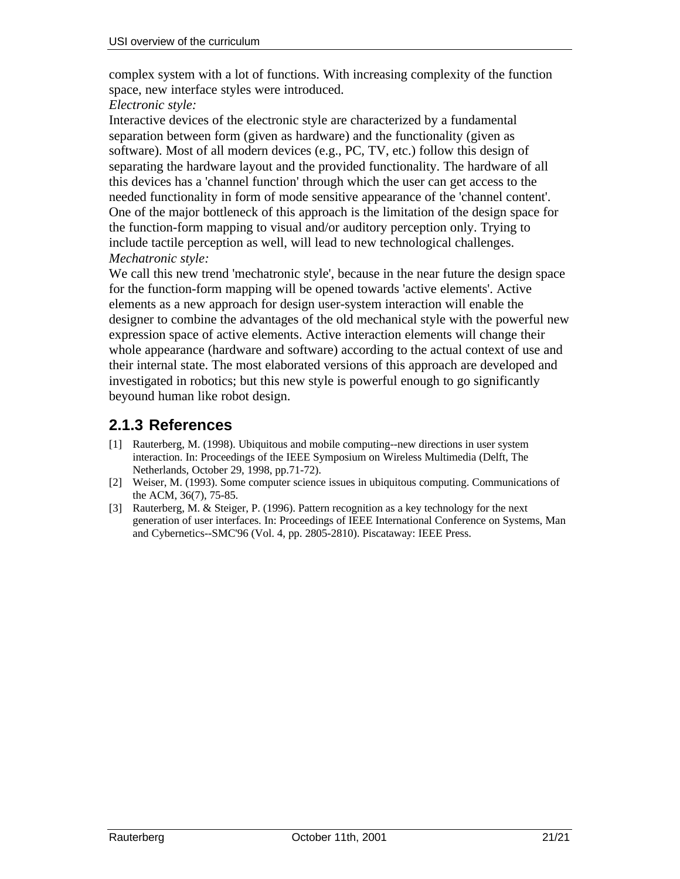complex system with a lot of functions. With increasing complexity of the function space, new interface styles were introduced.

*Electronic style:*

Interactive devices of the electronic style are characterized by a fundamental separation between form (given as hardware) and the functionality (given as software). Most of all modern devices (e.g., PC, TV, etc.) follow this design of separating the hardware layout and the provided functionality. The hardware of all this devices has a 'channel function' through which the user can get access to the needed functionality in form of mode sensitive appearance of the 'channel content'. One of the major bottleneck of this approach is the limitation of the design space for the function-form mapping to visual and/or auditory perception only. Trying to include tactile perception as well, will lead to new technological challenges.

*Mechatronic style:*

We call this new trend 'mechatronic style', because in the near future the design space for the function-form mapping will be opened towards 'active elements'. Active elements as a new approach for design user-system interaction will enable the designer to combine the advantages of the old mechanical style with the powerful new expression space of active elements. Active interaction elements will change their whole appearance (hardware and software) according to the actual context of use and their internal state. The most elaborated versions of this approach are developed and investigated in robotics; but this new style is powerful enough to go significantly beyound human like robot design.

### 2.1.3 References

[1] Rauterberg, M. (1998). Ubiquitous and mobile computing--new directions in user system interaction. In: Proceedings of the IEEE Symposium on Wireless Multimedia (Delft, The Netherlands, October 29, 1998, pp.71-72).

[2] Weiser, M. (1993). Some computer science issues in ubiquitous computing. Communications of the ACM, 36(7), 75-85.

[3] Rauterberg, M. & Steiger, P. (1996). Pattern recognition as a key technology for the next generation of user interfaces. In: Proceedings of IEEE International Conference on Systems, Man and Cybernetics--SMC'96 (Vol. 4, pp. 2805-2810). Piscataway: IEEE Press.